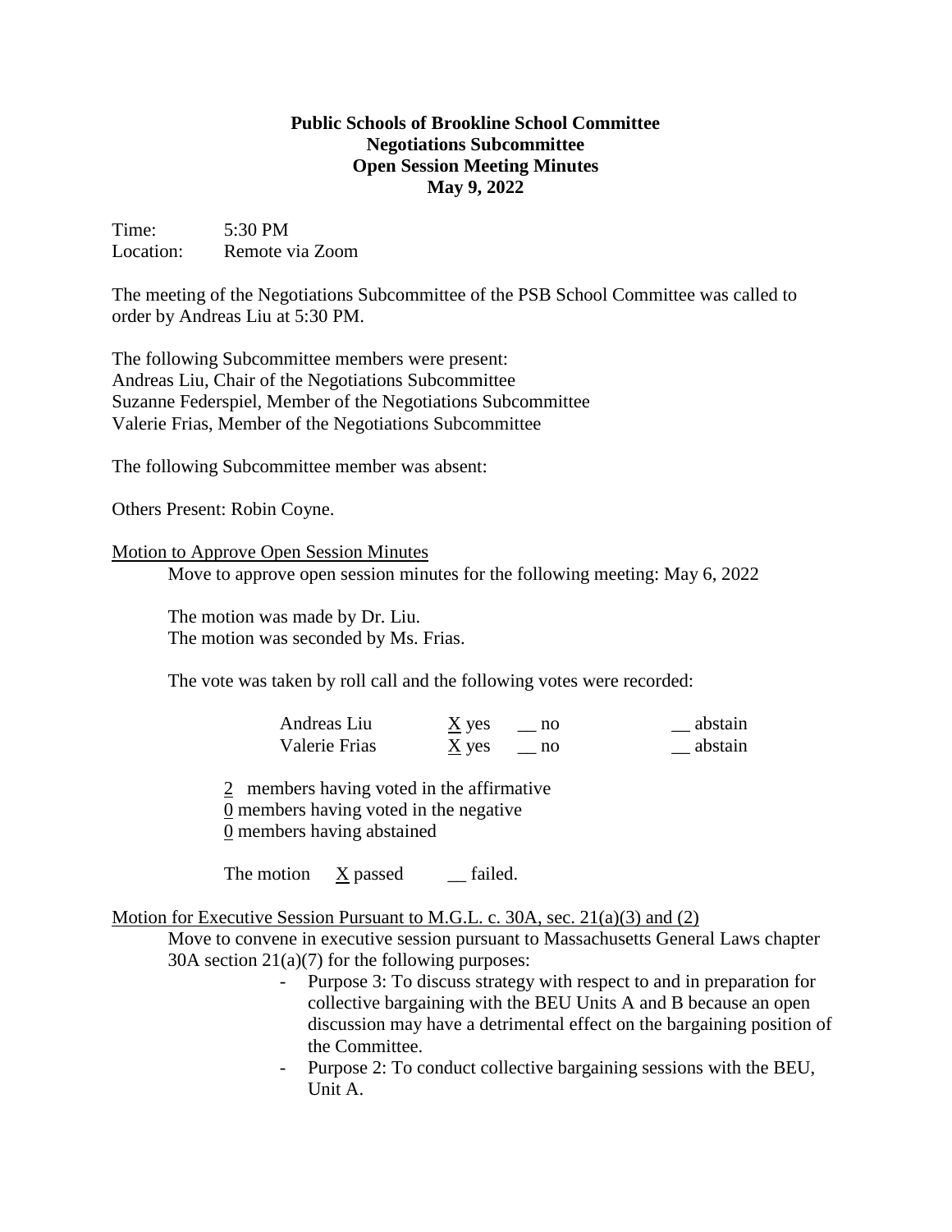**Public Schools of Brookline School Committee**
**Negotiations Subcommittee**
**Open Session Meeting Minutes**
**May 9, 2022**

Time: 5:30 PM
Location: Remote via Zoom

The meeting of the Negotiations Subcommittee of the PSB School Committee was called to order by Andreas Liu at 5:30 PM.

The following Subcommittee members were present:
Andreas Liu, Chair of the Negotiations Subcommittee
Suzanne Federspiel, Member of the Negotiations Subcommittee
Valerie Frias, Member of the Negotiations Subcommittee

The following Subcommittee member was absent:

Others Present: Robin Coyne.

Motion to Approve Open Session Minutes

Move to approve open session minutes for the following meeting: May 6, 2022

The motion was made by Dr. Liu.
The motion was seconded by Ms. Frias.

The vote was taken by roll call and the following votes were recorded:

| | | | |
|---|---|---|---|
| Andreas Liu | X yes | __ no | __ abstain |
| Valerie Frias | X yes | __ no | __ abstain |

2 members having voted in the affirmative
0 members having voted in the negative
0 members having abstained

The motion X passed __ failed.

Motion for Executive Session Pursuant to M.G.L. c. 30A, sec. 21(a)(3) and (2)

Move to convene in executive session pursuant to Massachusetts General Laws chapter 30A section 21(a)(7) for the following purposes:

- Purpose 3: To discuss strategy with respect to and in preparation for collective bargaining with the BEU Units A and B because an open discussion may have a detrimental effect on the bargaining position of the Committee.
- Purpose 2: To conduct collective bargaining sessions with the BEU, Unit A.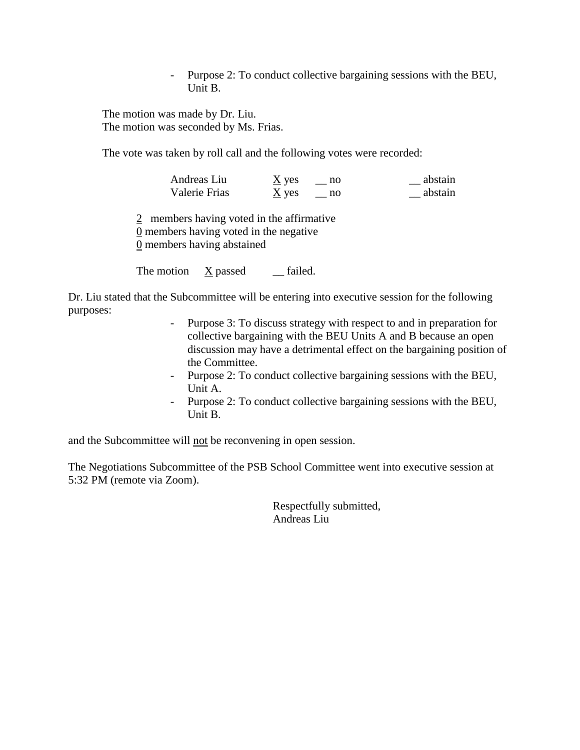- Purpose 2: To conduct collective bargaining sessions with the BEU, Unit B.

The motion was made by Dr. Liu.
The motion was seconded by Ms. Frias.

The vote was taken by roll call and the following votes were recorded:

| | | | |
|---|---|---|---|
| Andreas Liu | X yes | __ no | __ abstain |
| Valerie Frias | X yes | __ no | __ abstain |

2 members having voted in the affirmative
0 members having voted in the negative
0 members having abstained

The motion X passed __ failed.

Dr. Liu stated that the Subcommittee will be entering into executive session for the following purposes:

- Purpose 3: To discuss strategy with respect to and in preparation for collective bargaining with the BEU Units A and B because an open discussion may have a detrimental effect on the bargaining position of the Committee.
- Purpose 2: To conduct collective bargaining sessions with the BEU, Unit A.
- Purpose 2: To conduct collective bargaining sessions with the BEU, Unit B.

and the Subcommittee will not be reconvening in open session.

The Negotiations Subcommittee of the PSB School Committee went into executive session at 5:32 PM (remote via Zoom).

Respectfully submitted,
Andreas Liu